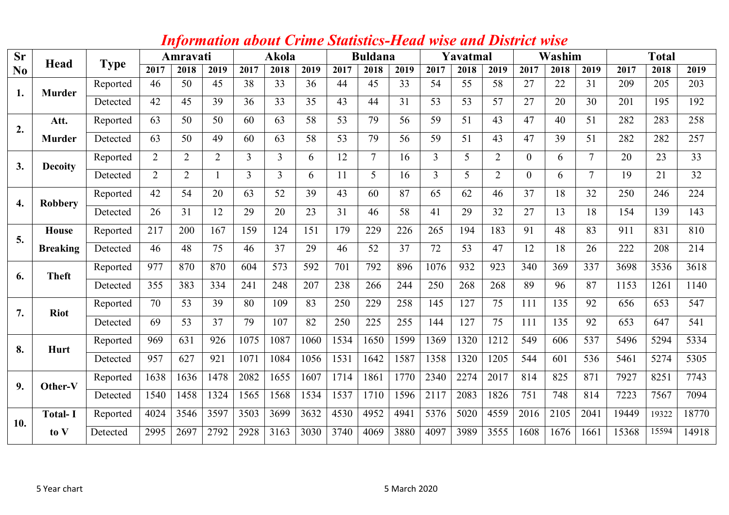# *Information about Crime Statistics-Head wise and District wise*

| Sr No | Head | Type | Amravati | | | Akola | | | Buldana | | | Yavatmal | | | Washim | | | Total | | |
|---|---|---|---|---|---|---|---|---|---|---|---|---|---|---|---|---|---|---|---|---|
| | | | 2017 | 2018 | 2019 | 2017 | 2018 | 2019 | 2017 | 2018 | 2019 | 2017 | 2018 | 2019 | 2017 | 2018 | 2019 | 2017 | 2018 | 2019 |
| 1. | Murder | Reported | 46 | 50 | 45 | 38 | 33 | 36 | 44 | 45 | 33 | 54 | 55 | 58 | 27 | 22 | 31 | 209 | 205 | 203 |
| | | Detected | 42 | 45 | 39 | 36 | 33 | 35 | 43 | 44 | 31 | 53 | 53 | 57 | 27 | 20 | 30 | 201 | 195 | 192 |
| 2. | Att. Murder | Reported | 63 | 50 | 50 | 60 | 63 | 58 | 53 | 79 | 56 | 59 | 51 | 43 | 47 | 40 | 51 | 282 | 283 | 258 |
| | | Detected | 63 | 50 | 49 | 60 | 63 | 58 | 53 | 79 | 56 | 59 | 51 | 43 | 47 | 39 | 51 | 282 | 282 | 257 |
| 3. | Decoity | Reported | 2 | 2 | 2 | 3 | 3 | 6 | 12 | 7 | 16 | 3 | 5 | 2 | 0 | 6 | 7 | 20 | 23 | 33 |
| | | Detected | 2 | 2 | 1 | 3 | 3 | 6 | 11 | 5 | 16 | 3 | 5 | 2 | 0 | 6 | 7 | 19 | 21 | 32 |
| 4. | Robbery | Reported | 42 | 54 | 20 | 63 | 52 | 39 | 43 | 60 | 87 | 65 | 62 | 46 | 37 | 18 | 32 | 250 | 246 | 224 |
| | | Detected | 26 | 31 | 12 | 29 | 20 | 23 | 31 | 46 | 58 | 41 | 29 | 32 | 27 | 13 | 18 | 154 | 139 | 143 |
| 5. | House Breaking | Reported | 217 | 200 | 167 | 159 | 124 | 151 | 179 | 229 | 226 | 265 | 194 | 183 | 91 | 48 | 83 | 911 | 831 | 810 |
| | | Detected | 46 | 48 | 75 | 46 | 37 | 29 | 46 | 52 | 37 | 72 | 53 | 47 | 12 | 18 | 26 | 222 | 208 | 214 |
| 6. | Theft | Reported | 977 | 870 | 870 | 604 | 573 | 592 | 701 | 792 | 896 | 1076 | 932 | 923 | 340 | 369 | 337 | 3698 | 3536 | 3618 |
| | | Detected | 355 | 383 | 334 | 241 | 248 | 207 | 238 | 266 | 244 | 250 | 268 | 268 | 89 | 96 | 87 | 1153 | 1261 | 1140 |
| 7. | Riot | Reported | 70 | 53 | 39 | 80 | 109 | 83 | 250 | 229 | 258 | 145 | 127 | 75 | 111 | 135 | 92 | 656 | 653 | 547 |
| | | Detected | 69 | 53 | 37 | 79 | 107 | 82 | 250 | 225 | 255 | 144 | 127 | 75 | 111 | 135 | 92 | 653 | 647 | 541 |
| 8. | Hurt | Reported | 969 | 631 | 926 | 1075 | 1087 | 1060 | 1534 | 1650 | 1599 | 1369 | 1320 | 1212 | 549 | 606 | 537 | 5496 | 5294 | 5334 |
| | | Detected | 957 | 627 | 921 | 1071 | 1084 | 1056 | 1531 | 1642 | 1587 | 1358 | 1320 | 1205 | 544 | 601 | 536 | 5461 | 5274 | 5305 |
| 9. | Other-V | Reported | 1638 | 1636 | 1478 | 2082 | 1655 | 1607 | 1714 | 1861 | 1770 | 2340 | 2274 | 2017 | 814 | 825 | 871 | 7927 | 8251 | 7743 |
| | | Detected | 1540 | 1458 | 1324 | 1565 | 1568 | 1534 | 1537 | 1710 | 1596 | 2117 | 2083 | 1826 | 751 | 748 | 814 | 7223 | 7567 | 7094 |
| 10. | Total- I to V | Reported | 4024 | 3546 | 3597 | 3503 | 3699 | 3632 | 4530 | 4952 | 4941 | 5376 | 5020 | 4559 | 2016 | 2105 | 2041 | 19449 | 19322 | 18770 |
| | | Detected | 2995 | 2697 | 2792 | 2928 | 3163 | 3030 | 3740 | 4069 | 3880 | 4097 | 3989 | 3555 | 1608 | 1676 | 1661 | 15368 | 15594 | 14918 |

5 Year chart

5 March 2020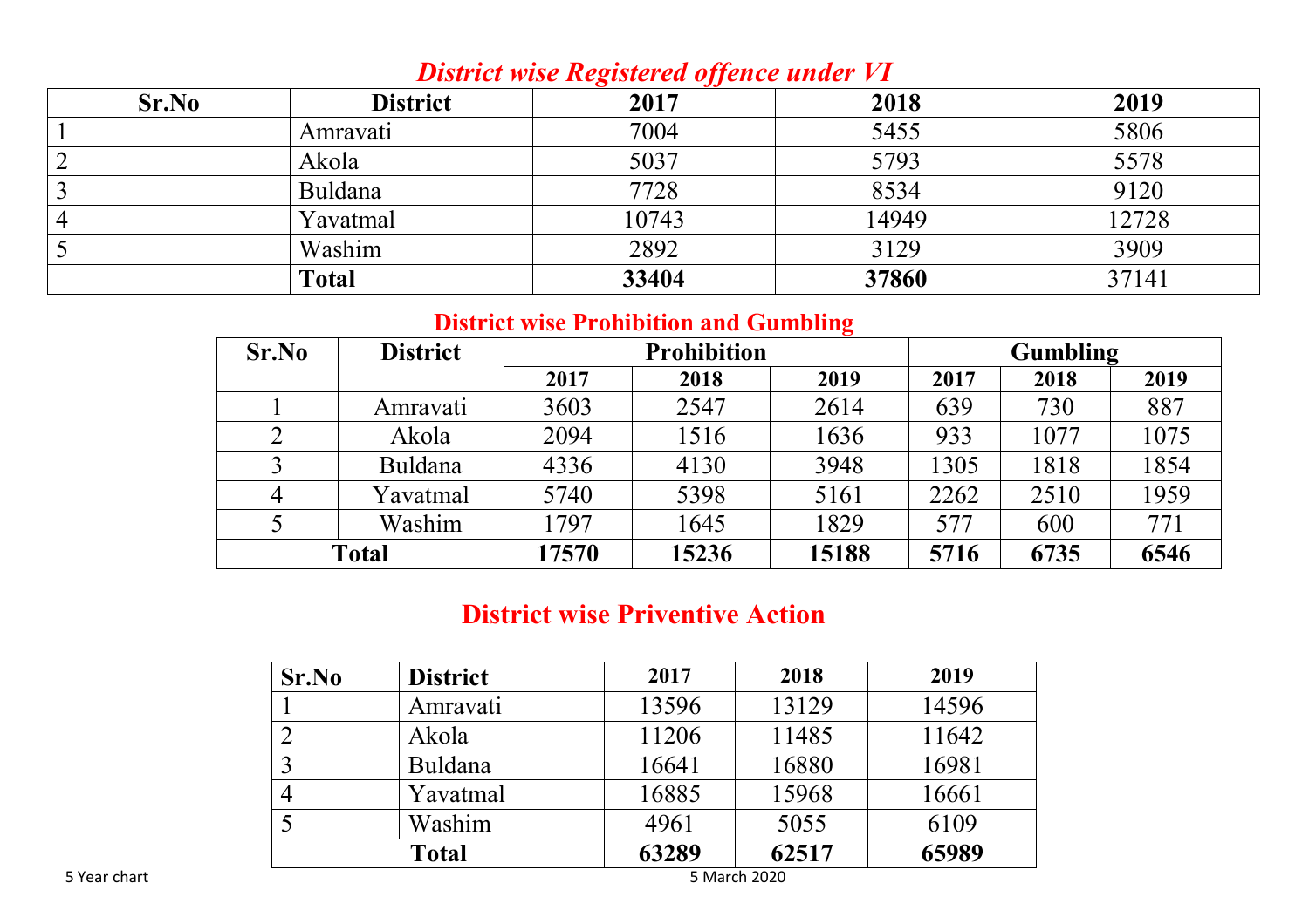## *District wise Registered offence under VI*

| Sr.No | District | 2017 | 2018 | 2019 |
|---|---|---|---|---|
| 1 | Amravati | 7004 | 5455 | 5806 |
| 2 | Akola | 5037 | 5793 | 5578 |
| 3 | Buldana | 7728 | 8534 | 9120 |
| 4 | Yavatmal | 10743 | 14949 | 12728 |
| 5 | Washim | 2892 | 3129 | 3909 |
| | **Total** | **33404** | **37860** | 37141 |

## District wise Prohibition and Gumbling

| Sr.No | District | Prohibition | | | Gumbling | | |
|---|---|---|---|---|---|---|---|
| | | 2017 | 2018 | 2019 | 2017 | 2018 | 2019 |
| 1 | Amravati | 3603 | 2547 | 2614 | 639 | 730 | 887 |
| 2 | Akola | 2094 | 1516 | 1636 | 933 | 1077 | 1075 |
| 3 | Buldana | 4336 | 4130 | 3948 | 1305 | 1818 | 1854 |
| 4 | Yavatmal | 5740 | 5398 | 5161 | 2262 | 2510 | 1959 |
| 5 | Washim | 1797 | 1645 | 1829 | 577 | 600 | 771 |
| **Total** | | **17570** | **15236** | **15188** | **5716** | **6735** | **6546** |

## District wise Priventive Action

| Sr.No | District | 2017 | 2018 | 2019 |
|---|---|---|---|---|
| 1 | Amravati | 13596 | 13129 | 14596 |
| 2 | Akola | 11206 | 11485 | 11642 |
| 3 | Buldana | 16641 | 16880 | 16981 |
| 4 | Yavatmal | 16885 | 15968 | 16661 |
| 5 | Washim | 4961 | 5055 | 6109 |
| **Total** | | **63289** | **62517** | **65989** |